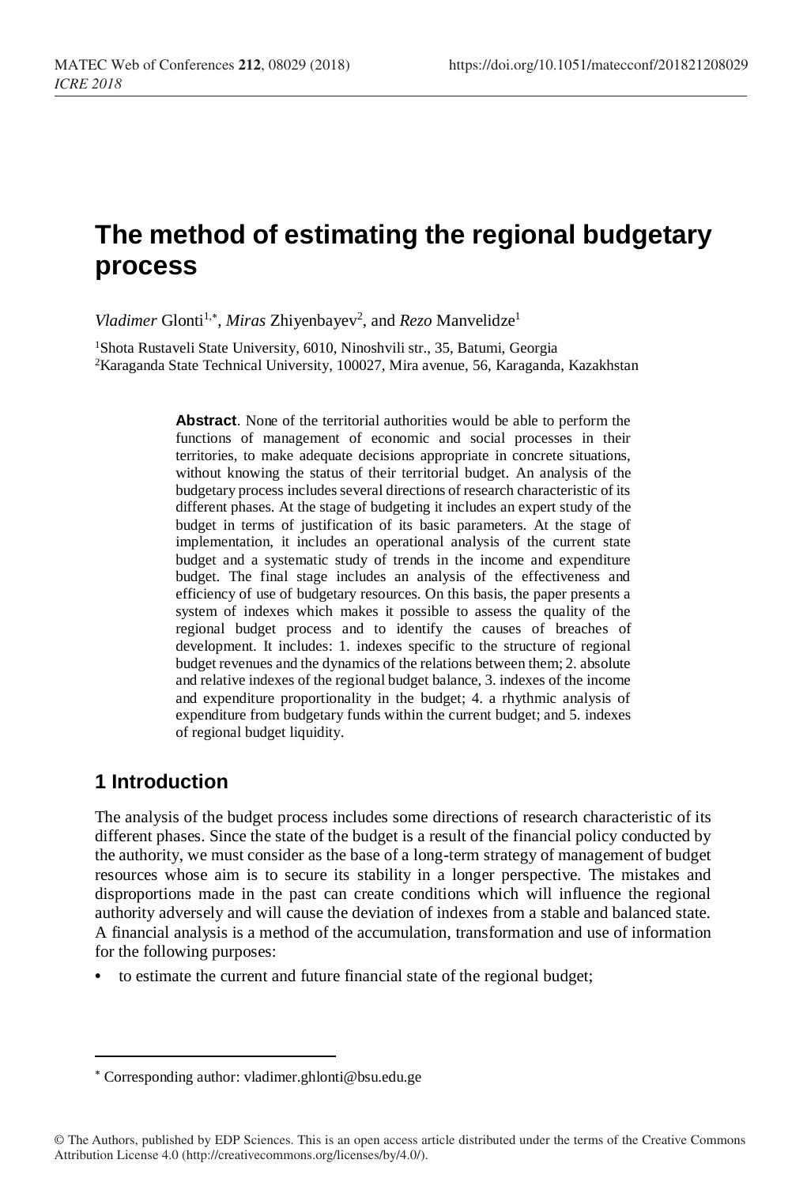# The method of estimating the regional budgetary process

*Vladimer* Glonti[1,*], *Miras* Zhiyenbayev[2], and *Rezo* Manvelidze[1]

[1]Shota Rustaveli State University, 6010, Ninoshvili str., 35, Batumi, Georgia
[2]Karaganda State Technical University, 100027, Mira avenue, 56, Karaganda, Kazakhstan

**Abstract**. None of the territorial authorities would be able to perform the functions of management of economic and social processes in their territories, to make adequate decisions appropriate in concrete situations, without knowing the status of their territorial budget. An analysis of the budgetary process includes several directions of research characteristic of its different phases. At the stage of budgeting it includes an expert study of the budget in terms of justification of its basic parameters. At the stage of implementation, it includes an operational analysis of the current state budget and a systematic study of trends in the income and expenditure budget. The final stage includes an analysis of the effectiveness and efficiency of use of budgetary resources. On this basis, the paper presents a system of indexes which makes it possible to assess the quality of the regional budget process and to identify the causes of breaches of development. It includes: 1. indexes specific to the structure of regional budget revenues and the dynamics of the relations between them; 2. absolute and relative indexes of the regional budget balance, 3. indexes of the income and expenditure proportionality in the budget; 4. a rhythmic analysis of expenditure from budgetary funds within the current budget; and 5. indexes of regional budget liquidity.

## 1 Introduction

The analysis of the budget process includes some directions of research characteristic of its different phases. Since the state of the budget is a result of the financial policy conducted by the authority, we must consider as the base of a long-term strategy of management of budget resources whose aim is to secure its stability in a longer perspective. The mistakes and disproportions made in the past can create conditions which will influence the regional authority adversely and will cause the deviation of indexes from a stable and balanced state. A financial analysis is a method of the accumulation, transformation and use of information for the following purposes:

- to estimate the current and future financial state of the regional budget;

[*] Corresponding author: vladimer.ghlonti@bsu.edu.ge

© The Authors, published by EDP Sciences. This is an open access article distributed under the terms of the Creative Commons Attribution License 4.0 (http://creativecommons.org/licenses/by/4.0/).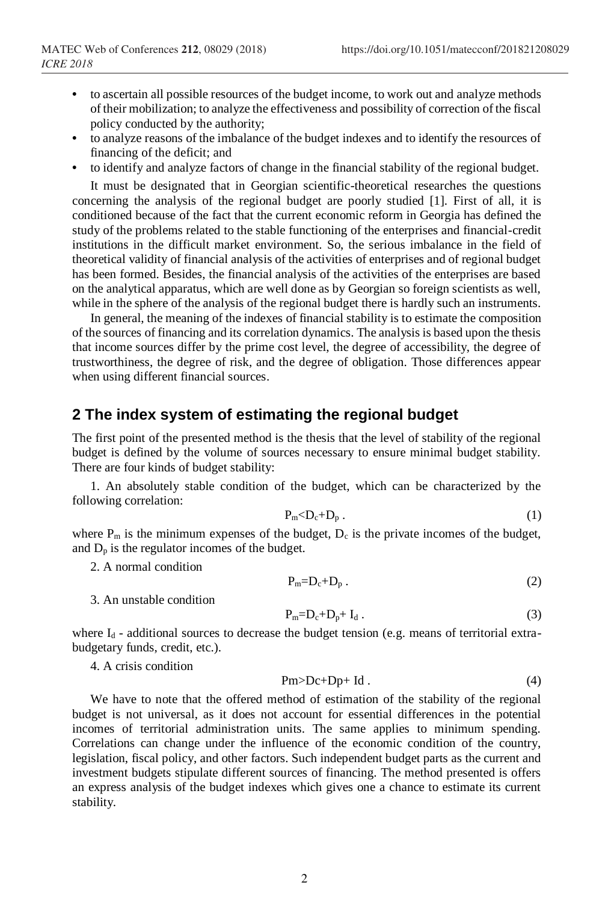- to ascertain all possible resources of the budget income, to work out and analyze methods of their mobilization; to analyze the effectiveness and possibility of correction of the fiscal policy conducted by the authority;
- to analyze reasons of the imbalance of the budget indexes and to identify the resources of financing of the deficit; and
- to identify and analyze factors of change in the financial stability of the regional budget.

It must be designated that in Georgian scientific-theoretical researches the questions concerning the analysis of the regional budget are poorly studied [1]. First of all, it is conditioned because of the fact that the current economic reform in Georgia has defined the study of the problems related to the stable functioning of the enterprises and financial-credit institutions in the difficult market environment. So, the serious imbalance in the field of theoretical validity of financial analysis of the activities of enterprises and of regional budget has been formed. Besides, the financial analysis of the activities of the enterprises are based on the analytical apparatus, which are well done as by Georgian so foreign scientists as well, while in the sphere of the analysis of the regional budget there is hardly such an instruments.

In general, the meaning of the indexes of financial stability is to estimate the composition of the sources of financing and its correlation dynamics. The analysis is based upon the thesis that income sources differ by the prime cost level, the degree of accessibility, the degree of trustworthiness, the degree of risk, and the degree of obligation. Those differences appear when using different financial sources.

## 2 The index system of estimating the regional budget

The first point of the presented method is the thesis that the level of stability of the regional budget is defined by the volume of sources necessary to ensure minimal budget stability. There are four kinds of budget stability:

1. An absolutely stable condition of the budget, which can be characterized by the following correlation:

$$P_m < D_c + D_p \,. \tag{1}$$

where $P_m$ is the minimum expenses of the budget, $D_c$ is the private incomes of the budget, and $D_p$ is the regulator incomes of the budget.

2. A normal condition

$$P_m = D_c + D_p \,. \tag{2}$$

3. An unstable condition

$$P_m = D_c + D_p + I_d \,. \tag{3}$$

where $I_d$ - additional sources to decrease the budget tension (e.g. means of territorial extra-budgetary funds, credit, etc.).

4. A crisis condition

$$Pm > Dc + Dp + Id \,. \tag{4}$$

We have to note that the offered method of estimation of the stability of the regional budget is not universal, as it does not account for essential differences in the potential incomes of territorial administration units. The same applies to minimum spending. Correlations can change under the influence of the economic condition of the country, legislation, fiscal policy, and other factors. Such independent budget parts as the current and investment budgets stipulate different sources of financing. The method presented is offers an express analysis of the budget indexes which gives one a chance to estimate its current stability.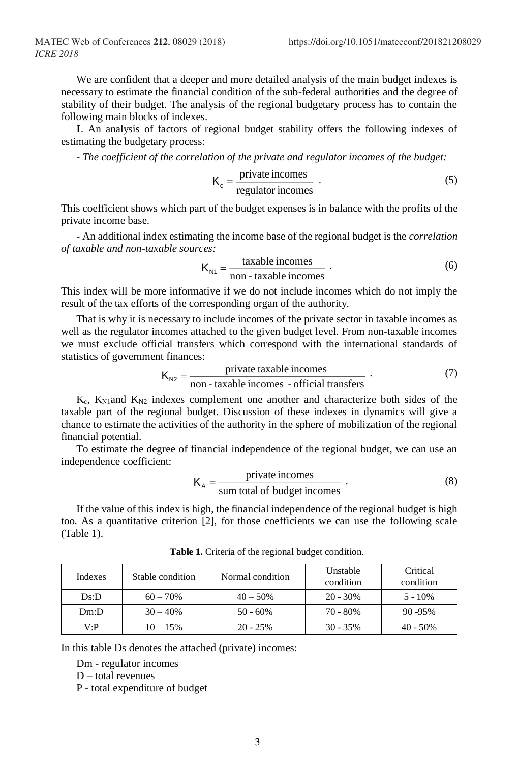We are confident that a deeper and more detailed analysis of the main budget indexes is necessary to estimate the financial condition of the sub-federal authorities and the degree of stability of their budget. The analysis of the regional budgetary process has to contain the following main blocks of indexes.

**I**. An analysis of factors of regional budget stability offers the following indexes of estimating the budgetary process:

- *The coefficient of the correlation of the private and regulator incomes of the budget:*

$$K_c = \frac{\text{private incomes}}{\text{regulator incomes}} \; . \tag{5}$$

This coefficient shows which part of the budget expenses is in balance with the profits of the private income base.

- An additional index estimating the income base of the regional budget is the *correlation of taxable and non-taxable sources:*

$$K_{N1} = \frac{\text{taxable incomes}}{\text{non - taxable incomes}} \; . \tag{6}$$

This index will be more informative if we do not include incomes which do not imply the result of the tax efforts of the corresponding organ of the authority.

That is why it is necessary to include incomes of the private sector in taxable incomes as well as the regulator incomes attached to the given budget level. From non-taxable incomes we must exclude official transfers which correspond with the international standards of statistics of government finances:

$$K_{N2} = \frac{\text{private taxable incomes}}{\text{non - taxable incomes - official transfers}} \; . \tag{7}$$

$K_c$, $K_{N1}$and $K_{N2}$ indexes complement one another and characterize both sides of the taxable part of the regional budget. Discussion of these indexes in dynamics will give a chance to estimate the activities of the authority in the sphere of mobilization of the regional financial potential.

To estimate the degree of financial independence of the regional budget, we can use an independence coefficient:

$$K_A = \frac{\text{private incomes}}{\text{sum total of budget incomes}} \; . \tag{8}$$

If the value of this index is high, the financial independence of the regional budget is high too. As a quantitative criterion [2], for those coefficients we can use the following scale (Table 1).

**Table 1.** Criteria of the regional budget condition.

| Indexes | Stable condition | Normal condition | Unstable condition | Critical condition |
|---|---|---|---|---|
| Ds:D | 60 – 70% | 40 – 50% | 20 - 30% | 5 - 10% |
| Dm:D | 30 – 40% | 50 - 60% | 70 - 80% | 90 -95% |
| V:P | 10 – 15% | 20 - 25% | 30 - 35% | 40 - 50% |

In this table Ds denotes the attached (private) incomes:

Dm - regulator incomes

D – total revenues

P - total expenditure of budget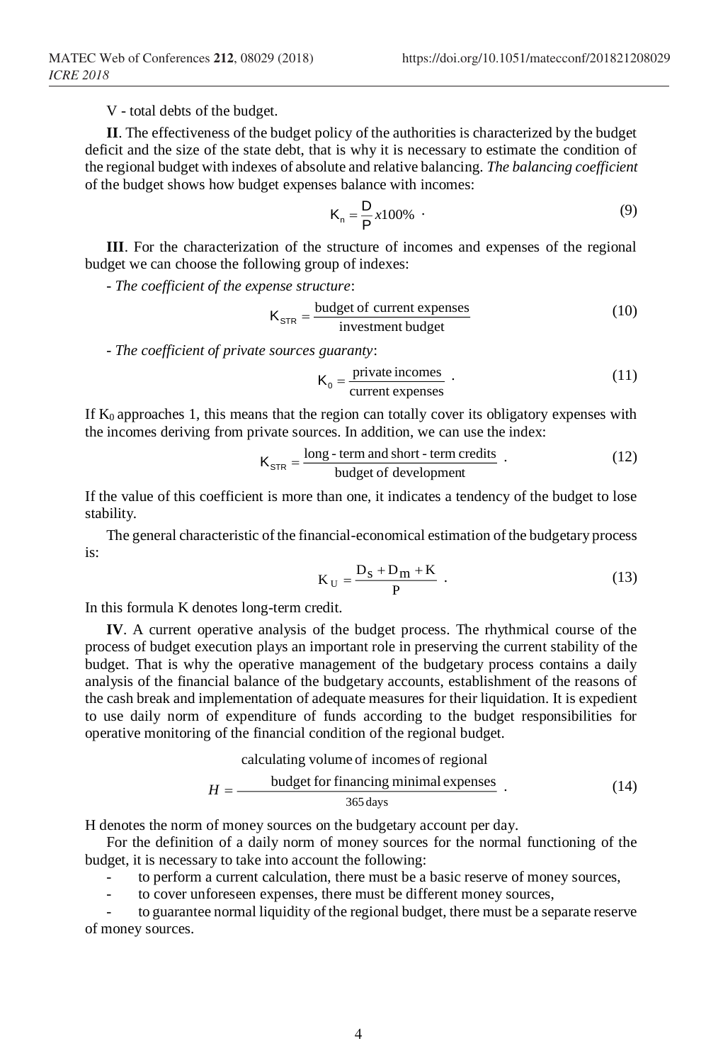V - total debts of the budget.

**II**. The effectiveness of the budget policy of the authorities is characterized by the budget deficit and the size of the state debt, that is why it is necessary to estimate the condition of the regional budget with indexes of absolute and relative balancing. *The balancing coefficient* of the budget shows how budget expenses balance with incomes:

$$K_n = \frac{D}{P} x100\% \quad . \tag{9}$$

**III**. For the characterization of the structure of incomes and expenses of the regional budget we can choose the following group of indexes:

- *The coefficient of the expense structure*:

$$K_{STR} = \frac{\text{budget of current expenses}}{\text{investment budget}} \tag{10}$$

- *The coefficient of private sources guaranty*:

$$K_0 = \frac{\text{private incomes}}{\text{current expenses}} \quad . \tag{11}$$

If $K_0$ approaches 1, this means that the region can totally cover its obligatory expenses with the incomes deriving from private sources. In addition, we can use the index:

$$K_{STR} = \frac{\text{long - term and short - term credits}}{\text{budget of development}} \quad . \tag{12}$$

If the value of this coefficient is more than one, it indicates a tendency of the budget to lose stability.

The general characteristic of the financial-economical estimation of the budgetary process is:

$$K_U = \frac{D_S + D_m + K}{P} \quad . \tag{13}$$

In this formula K denotes long-term credit.

**IV**. A current operative analysis of the budget process. The rhythmical course of the process of budget execution plays an important role in preserving the current stability of the budget. That is why the operative management of the budgetary process contains a daily analysis of the financial balance of the budgetary accounts, establishment of the reasons of the cash break and implementation of adequate measures for their liquidation. It is expedient to use daily norm of expenditure of funds according to the budget responsibilities for operative monitoring of the financial condition of the regional budget.

$$H = \frac{\begin{array}{c}\text{calculating volume of incomes of regional}\\ \text{budget for financing minimal expenses}\end{array}}{365\,\text{days}} \quad . \tag{14}$$

H denotes the norm of money sources on the budgetary account per day.

For the definition of a daily norm of money sources for the normal functioning of the budget, it is necessary to take into account the following:

- to perform a current calculation, there must be a basic reserve of money sources,
- to cover unforeseen expenses, there must be different money sources,
- to guarantee normal liquidity of the regional budget, there must be a separate reserve of money sources.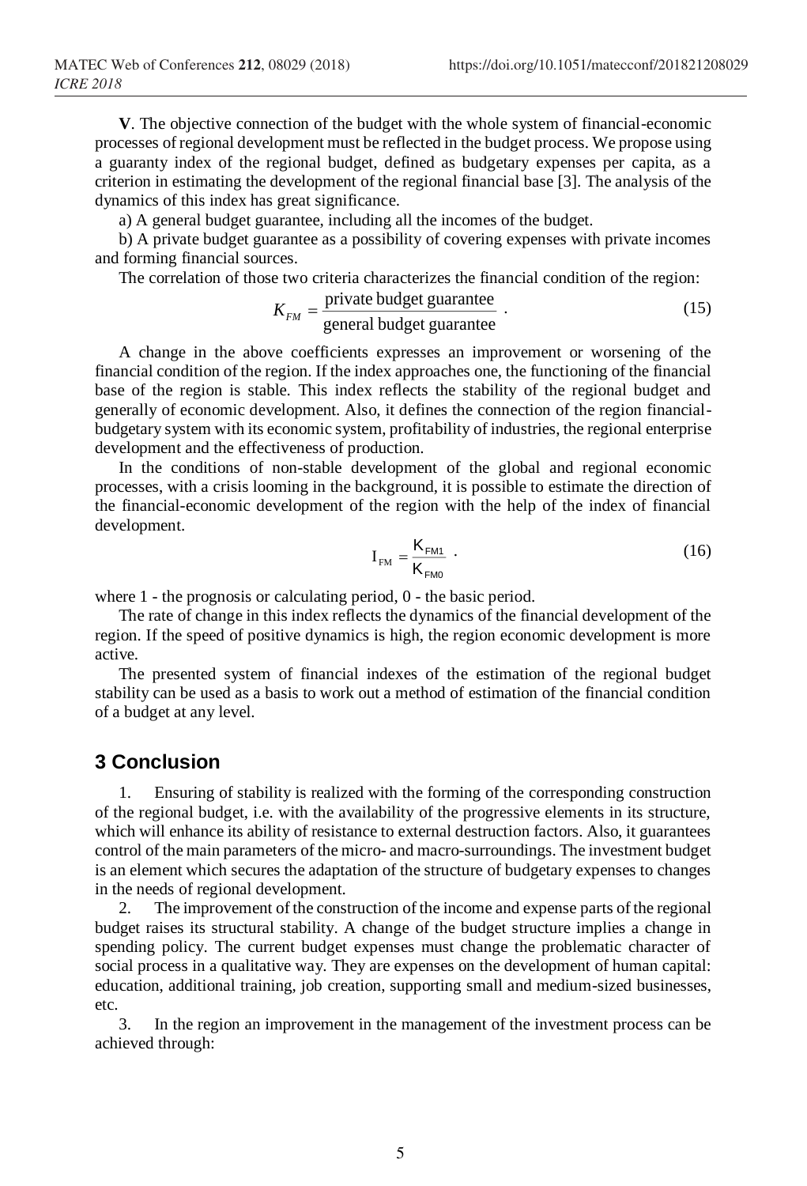**V**. The objective connection of the budget with the whole system of financial-economic processes of regional development must be reflected in the budget process. We propose using a guaranty index of the regional budget, defined as budgetary expenses per capita, as a criterion in estimating the development of the regional financial base [3]. The analysis of the dynamics of this index has great significance.

a) A general budget guarantee, including all the incomes of the budget.

b) A private budget guarantee as a possibility of covering expenses with private incomes and forming financial sources.

The correlation of those two criteria characterizes the financial condition of the region:

$$K_{FM} = \frac{\text{private budget guarantee}}{\text{general budget guarantee}} . \tag{15}$$

A change in the above coefficients expresses an improvement or worsening of the financial condition of the region. If the index approaches one, the functioning of the financial base of the region is stable. This index reflects the stability of the regional budget and generally of economic development. Also, it defines the connection of the region financial-budgetary system with its economic system, profitability of industries, the regional enterprise development and the effectiveness of production.

In the conditions of non-stable development of the global and regional economic processes, with a crisis looming in the background, it is possible to estimate the direction of the financial-economic development of the region with the help of the index of financial development.

$$I_{FM} = \frac{K_{FM1}}{K_{FM0}} . \tag{16}$$

where 1 - the prognosis or calculating period, 0 - the basic period.

The rate of change in this index reflects the dynamics of the financial development of the region. If the speed of positive dynamics is high, the region economic development is more active.

The presented system of financial indexes of the estimation of the regional budget stability can be used as a basis to work out a method of estimation of the financial condition of a budget at any level.

## 3 Conclusion

1. Ensuring of stability is realized with the forming of the corresponding construction of the regional budget, i.e. with the availability of the progressive elements in its structure, which will enhance its ability of resistance to external destruction factors. Also, it guarantees control of the main parameters of the micro- and macro-surroundings. The investment budget is an element which secures the adaptation of the structure of budgetary expenses to changes in the needs of regional development.

2. The improvement of the construction of the income and expense parts of the regional budget raises its structural stability. A change of the budget structure implies a change in spending policy. The current budget expenses must change the problematic character of social process in a qualitative way. They are expenses on the development of human capital: education, additional training, job creation, supporting small and medium-sized businesses, etc.

3. In the region an improvement in the management of the investment process can be achieved through: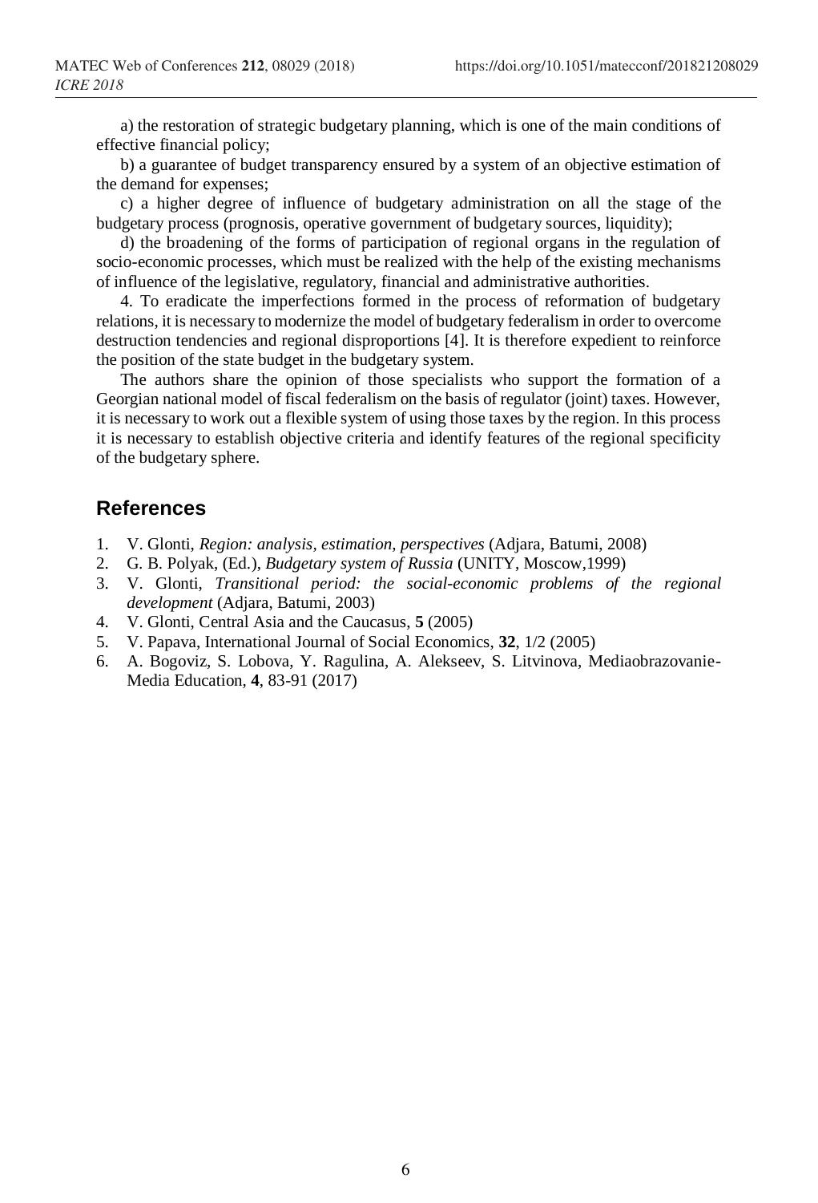a) the restoration of strategic budgetary planning, which is one of the main conditions of effective financial policy;

b) a guarantee of budget transparency ensured by a system of an objective estimation of the demand for expenses;

c) a higher degree of influence of budgetary administration on all the stage of the budgetary process (prognosis, operative government of budgetary sources, liquidity);

d) the broadening of the forms of participation of regional organs in the regulation of socio-economic processes, which must be realized with the help of the existing mechanisms of influence of the legislative, regulatory, financial and administrative authorities.

4. To eradicate the imperfections formed in the process of reformation of budgetary relations, it is necessary to modernize the model of budgetary federalism in order to overcome destruction tendencies and regional disproportions [4]. It is therefore expedient to reinforce the position of the state budget in the budgetary system.

The authors share the opinion of those specialists who support the formation of a Georgian national model of fiscal federalism on the basis of regulator (joint) taxes. However, it is necessary to work out a flexible system of using those taxes by the region. In this process it is necessary to establish objective criteria and identify features of the regional specificity of the budgetary sphere.

## References

1. V. Glonti, *Region: analysis, estimation, perspectives* (Adjara, Batumi, 2008)
2. G. B. Polyak, (Ed.), *Budgetary system of Russia* (UNITY, Moscow,1999)
3. V. Glonti, *Transitional period: the social-economic problems of the regional development* (Adjara, Batumi, 2003)
4. V. Glonti, Central Asia and the Caucasus, **5** (2005)
5. V. Papava, International Journal of Social Economics, **32**, 1/2 (2005)
6. A. Bogoviz, S. Lobova, Y. Ragulina, A. Alekseev, S. Litvinova, Mediaobrazovanie-Media Education, **4**, 83-91 (2017)